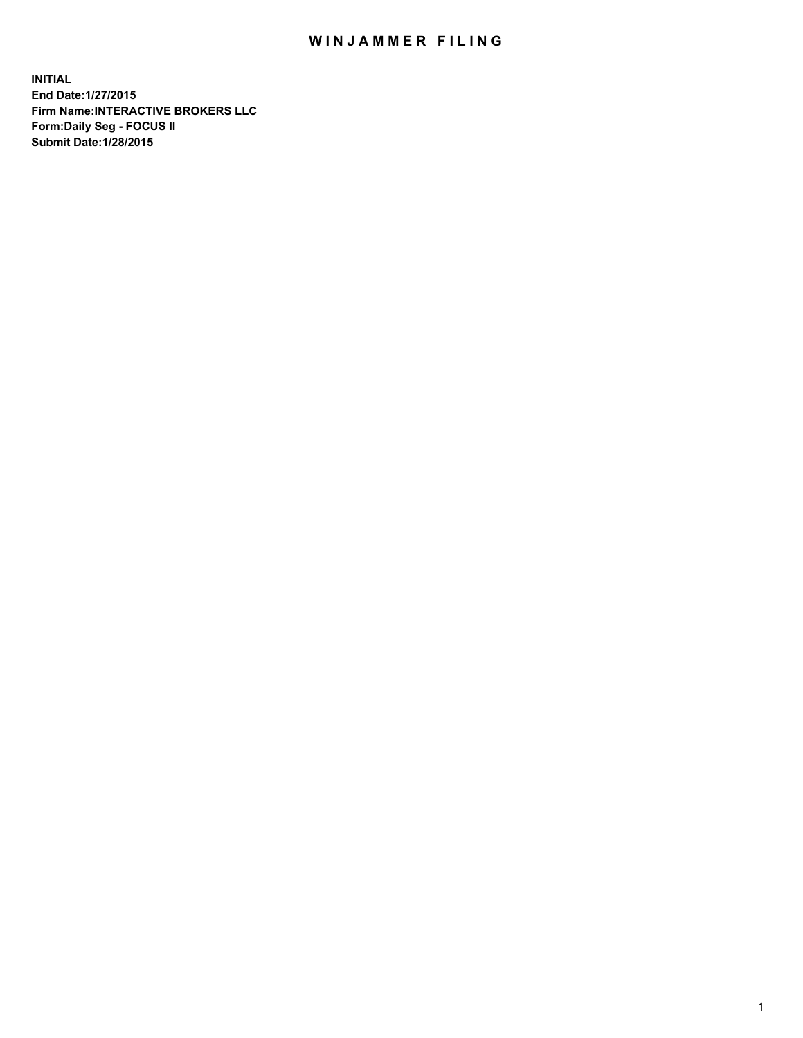# WINJAMMER FILING

**INITIAL**
**End Date:1/27/2015**
**Firm Name:INTERACTIVE BROKERS LLC**
**Form:Daily Seg - FOCUS II**
**Submit Date:1/28/2015**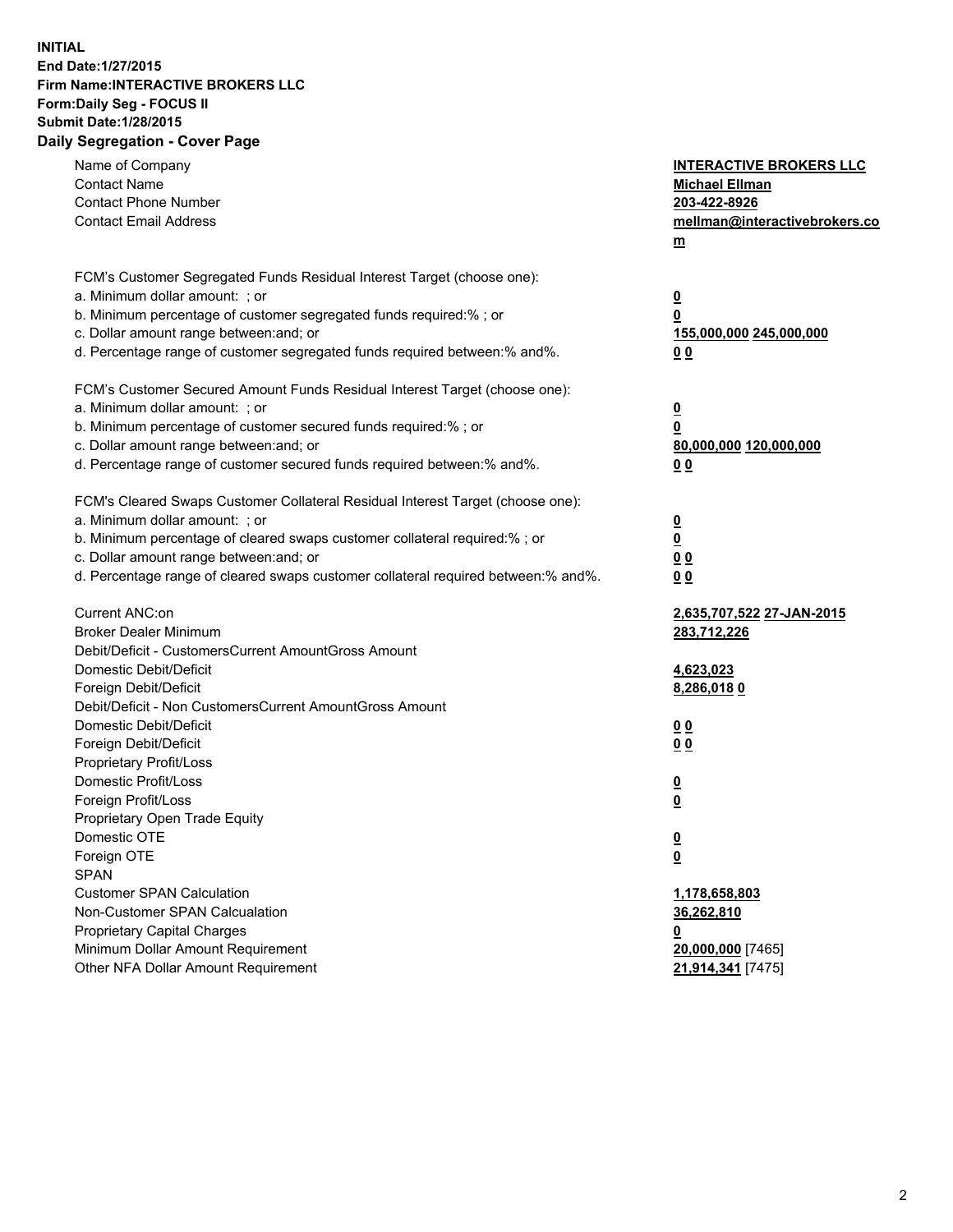**INITIAL**
**End Date:1/27/2015**
**Firm Name:INTERACTIVE BROKERS LLC**
**Form:Daily Seg - FOCUS II**
**Submit Date:1/28/2015**
**Daily Segregation - Cover Page**

| | |
|---|---|
| Name of Company | **INTERACTIVE BROKERS LLC** |
| Contact Name | **Michael Ellman** |
| Contact Phone Number | **203-422-8926** |
| Contact Email Address | **mellman@interactivebrokers.com** |
| | |
| FCM's Customer Segregated Funds Residual Interest Target (choose one): | |
| a. Minimum dollar amount: ; or | **0** |
| b. Minimum percentage of customer segregated funds required:% ; or | **0** |
| c. Dollar amount range between:and; or | **155,000,000 245,000,000** |
| d. Percentage range of customer segregated funds required between:% and%. | **0 0** |
| | |
| FCM's Customer Secured Amount Funds Residual Interest Target (choose one): | |
| a. Minimum dollar amount: ; or | **0** |
| b. Minimum percentage of customer secured funds required:% ; or | **0** |
| c. Dollar amount range between:and; or | **80,000,000 120,000,000** |
| d. Percentage range of customer secured funds required between:% and%. | **0 0** |
| | |
| FCM's Cleared Swaps Customer Collateral Residual Interest Target (choose one): | |
| a. Minimum dollar amount: ; or | **0** |
| b. Minimum percentage of cleared swaps customer collateral required:% ; or | **0** |
| c. Dollar amount range between:and; or | **0 0** |
| d. Percentage range of cleared swaps customer collateral required between:% and%. | **0 0** |
| | |
| Current ANC:on | **2,635,707,522 27-JAN-2015** |
| Broker Dealer Minimum | **283,712,226** |
| Debit/Deficit - CustomersCurrent AmountGross Amount | |
| Domestic Debit/Deficit | **4,623,023** |
| Foreign Debit/Deficit | **8,286,018 0** |
| Debit/Deficit - Non CustomersCurrent AmountGross Amount | |
| Domestic Debit/Deficit | **0 0** |
| Foreign Debit/Deficit | **0 0** |
| Proprietary Profit/Loss | |
| Domestic Profit/Loss | **0** |
| Foreign Profit/Loss | **0** |
| Proprietary Open Trade Equity | |
| Domestic OTE | **0** |
| Foreign OTE | **0** |
| SPAN | |
| Customer SPAN Calculation | **1,178,658,803** |
| Non-Customer SPAN Calcualation | **36,262,810** |
| Proprietary Capital Charges | **0** |
| Minimum Dollar Amount Requirement | **20,000,000** [7465] |
| Other NFA Dollar Amount Requirement | **21,914,341** [7475] |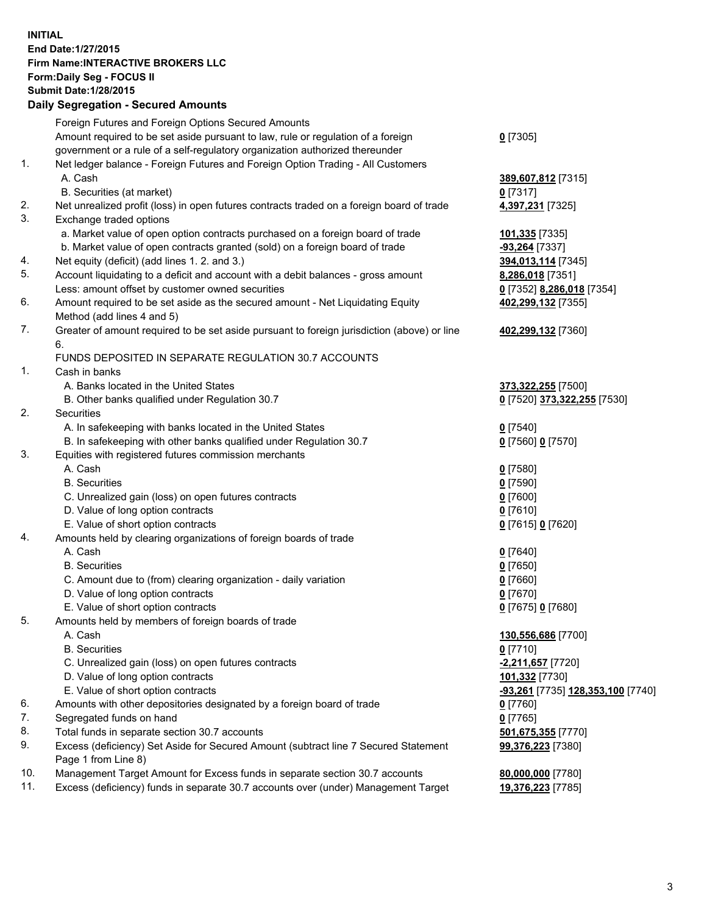**INITIAL**
**End Date:1/27/2015**
**Firm Name:INTERACTIVE BROKERS LLC**
**Form:Daily Seg - FOCUS II**
**Submit Date:1/28/2015**

## Daily Segregation - Secured Amounts

| | | |
|---|---|---|
| | Foreign Futures and Foreign Options Secured Amounts | |
| | Amount required to be set aside pursuant to law, rule or regulation of a foreign government or a rule of a self-regulatory organization authorized thereunder | **0** [7305] |
| 1. | Net ledger balance - Foreign Futures and Foreign Option Trading - All Customers | |
| | A. Cash | **389,607,812** [7315] |
| | B. Securities (at market) | **0** [7317] |
| 2. | Net unrealized profit (loss) in open futures contracts traded on a foreign board of trade | **4,397,231** [7325] |
| 3. | Exchange traded options | |
| | a. Market value of open option contracts purchased on a foreign board of trade | **101,335** [7335] |
| | b. Market value of open contracts granted (sold) on a foreign board of trade | **-93,264** [7337] |
| 4. | Net equity (deficit) (add lines 1. 2. and 3.) | **394,013,114** [7345] |
| 5. | Account liquidating to a deficit and account with a debit balances - gross amount | **8,286,018** [7351] |
| | Less: amount offset by customer owned securities | **0** [7352] **8,286,018** [7354] |
| 6. | Amount required to be set aside as the secured amount - Net Liquidating Equity Method (add lines 4 and 5) | **402,299,132** [7355] |
| 7. | Greater of amount required to be set aside pursuant to foreign jurisdiction (above) or line 6. | **402,299,132** [7360] |
| | FUNDS DEPOSITED IN SEPARATE REGULATION 30.7 ACCOUNTS | |
| 1. | Cash in banks | |
| | A. Banks located in the United States | **373,322,255** [7500] |
| | B. Other banks qualified under Regulation 30.7 | **0** [7520] **373,322,255** [7530] |
| 2. | Securities | |
| | A. In safekeeping with banks located in the United States | **0** [7540] |
| | B. In safekeeping with other banks qualified under Regulation 30.7 | **0** [7560] **0** [7570] |
| 3. | Equities with registered futures commission merchants | |
| | A. Cash | **0** [7580] |
| | B. Securities | **0** [7590] |
| | C. Unrealized gain (loss) on open futures contracts | **0** [7600] |
| | D. Value of long option contracts | **0** [7610] |
| | E. Value of short option contracts | **0** [7615] **0** [7620] |
| 4. | Amounts held by clearing organizations of foreign boards of trade | |
| | A. Cash | **0** [7640] |
| | B. Securities | **0** [7650] |
| | C. Amount due to (from) clearing organization - daily variation | **0** [7660] |
| | D. Value of long option contracts | **0** [7670] |
| | E. Value of short option contracts | **0** [7675] **0** [7680] |
| 5. | Amounts held by members of foreign boards of trade | |
| | A. Cash | **130,556,686** [7700] |
| | B. Securities | **0** [7710] |
| | C. Unrealized gain (loss) on open futures contracts | **-2,211,657** [7720] |
| | D. Value of long option contracts | **101,332** [7730] |
| | E. Value of short option contracts | **-93,261** [7735] **128,353,100** [7740] |
| 6. | Amounts with other depositories designated by a foreign board of trade | **0** [7760] |
| 7. | Segregated funds on hand | **0** [7765] |
| 8. | Total funds in separate section 30.7 accounts | **501,675,355** [7770] |
| 9. | Excess (deficiency) Set Aside for Secured Amount (subtract line 7 Secured Statement Page 1 from Line 8) | **99,376,223** [7380] |
| 10. | Management Target Amount for Excess funds in separate section 30.7 accounts | **80,000,000** [7780] |
| 11. | Excess (deficiency) funds in separate 30.7 accounts over (under) Management Target | **19,376,223** [7785] |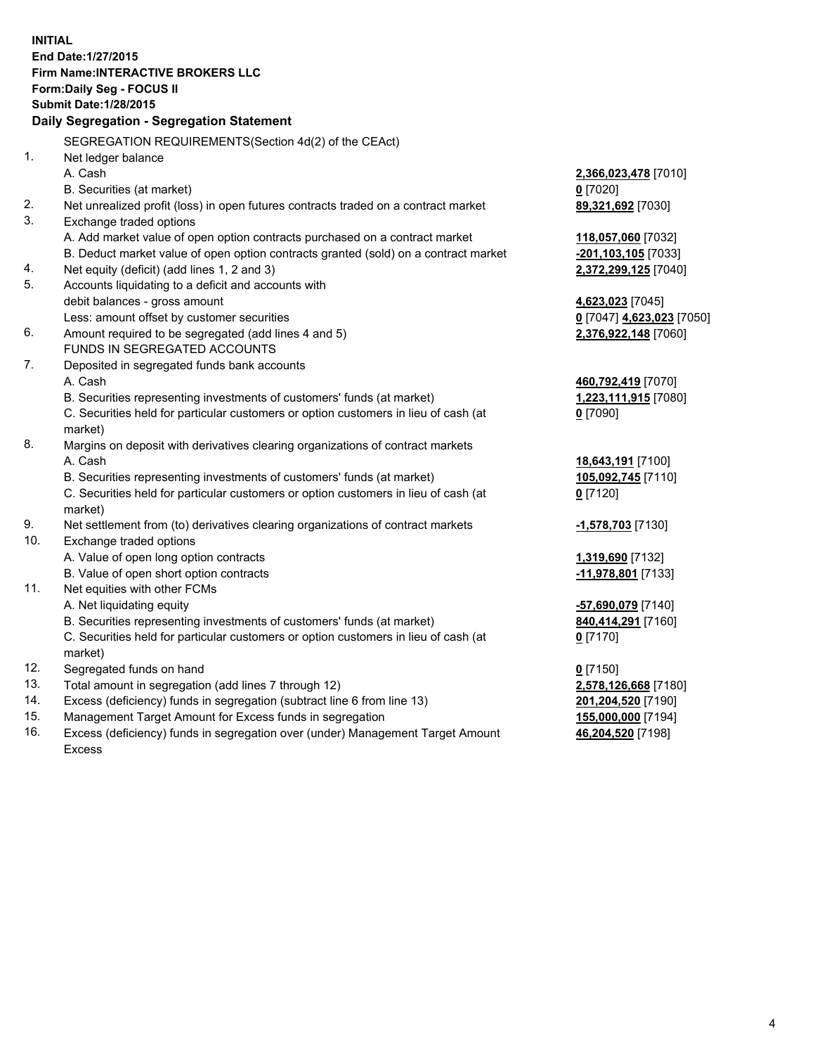**INITIAL**
**End Date:1/27/2015**
**Firm Name:INTERACTIVE BROKERS LLC**
**Form:Daily Seg - FOCUS II**
**Submit Date:1/28/2015**

**Daily Segregation - Segregation Statement**

| | | |
|---|---|---|
| | SEGREGATION REQUIREMENTS(Section 4d(2) of the CEAct) | |
| 1. | Net ledger balance | |
| | A. Cash | **2,366,023,478** [7010] |
| | B. Securities (at market) | **0** [7020] |
| 2. | Net unrealized profit (loss) in open futures contracts traded on a contract market | **89,321,692** [7030] |
| 3. | Exchange traded options | |
| | A. Add market value of open option contracts purchased on a contract market | **118,057,060** [7032] |
| | B. Deduct market value of open option contracts granted (sold) on a contract market | **-201,103,105** [7033] |
| 4. | Net equity (deficit) (add lines 1, 2 and 3) | **2,372,299,125** [7040] |
| 5. | Accounts liquidating to a deficit and accounts with debit balances - gross amount | **4,623,023** [7045] |
| | Less: amount offset by customer securities | **0** [7047] **4,623,023** [7050] |
| 6. | Amount required to be segregated (add lines 4 and 5) | **2,376,922,148** [7060] |
| | FUNDS IN SEGREGATED ACCOUNTS | |
| 7. | Deposited in segregated funds bank accounts | |
| | A. Cash | **460,792,419** [7070] |
| | B. Securities representing investments of customers' funds (at market) | **1,223,111,915** [7080] |
| | C. Securities held for particular customers or option customers in lieu of cash (at market) | **0** [7090] |
| 8. | Margins on deposit with derivatives clearing organizations of contract markets | |
| | A. Cash | **18,643,191** [7100] |
| | B. Securities representing investments of customers' funds (at market) | **105,092,745** [7110] |
| | C. Securities held for particular customers or option customers in lieu of cash (at market) | **0** [7120] |
| 9. | Net settlement from (to) derivatives clearing organizations of contract markets | **-1,578,703** [7130] |
| 10. | Exchange traded options | |
| | A. Value of open long option contracts | **1,319,690** [7132] |
| | B. Value of open short option contracts | **-11,978,801** [7133] |
| 11. | Net equities with other FCMs | |
| | A. Net liquidating equity | **-57,690,079** [7140] |
| | B. Securities representing investments of customers' funds (at market) | **840,414,291** [7160] |
| | C. Securities held for particular customers or option customers in lieu of cash (at market) | **0** [7170] |
| 12. | Segregated funds on hand | **0** [7150] |
| 13. | Total amount in segregation (add lines 7 through 12) | **2,578,126,668** [7180] |
| 14. | Excess (deficiency) funds in segregation (subtract line 6 from line 13) | **201,204,520** [7190] |
| 15. | Management Target Amount for Excess funds in segregation | **155,000,000** [7194] |
| 16. | Excess (deficiency) funds in segregation over (under) Management Target Amount Excess | **46,204,520** [7198] |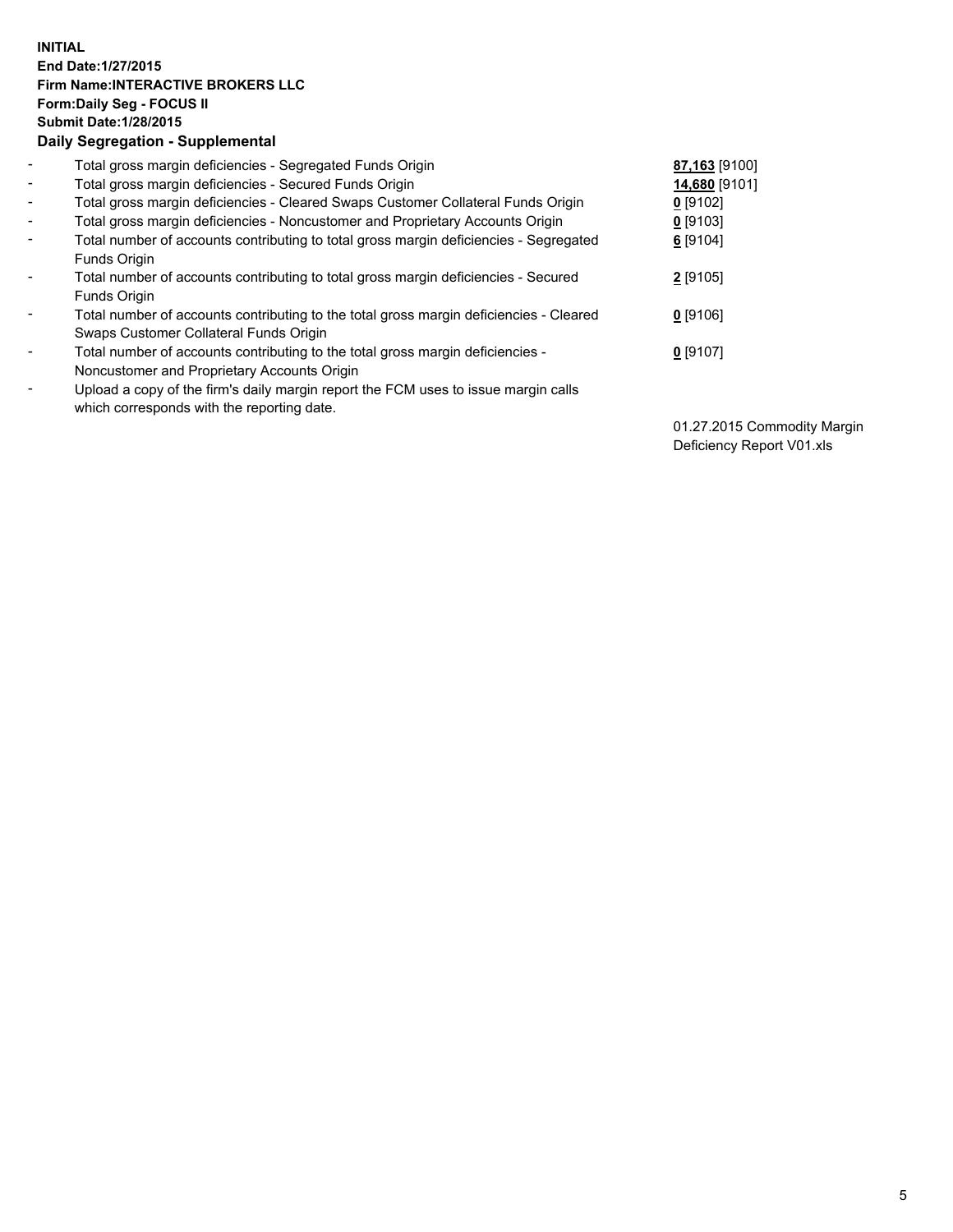**INITIAL**
**End Date:1/27/2015**
**Firm Name:INTERACTIVE BROKERS LLC**
**Form:Daily Seg - FOCUS II**
**Submit Date:1/28/2015**
**Daily Segregation - Supplemental**

| | | |
|---|---|---|
| - | Total gross margin deficiencies - Segregated Funds Origin | **87,163** [9100] |
| - | Total gross margin deficiencies - Secured Funds Origin | **14,680** [9101] |
| - | Total gross margin deficiencies - Cleared Swaps Customer Collateral Funds Origin | **0** [9102] |
| - | Total gross margin deficiencies - Noncustomer and Proprietary Accounts Origin | **0** [9103] |
| - | Total number of accounts contributing to total gross margin deficiencies - Segregated Funds Origin | **6** [9104] |
| - | Total number of accounts contributing to total gross margin deficiencies - Secured Funds Origin | **2** [9105] |
| - | Total number of accounts contributing to the total gross margin deficiencies - Cleared Swaps Customer Collateral Funds Origin | **0** [9106] |
| - | Total number of accounts contributing to the total gross margin deficiencies - Noncustomer and Proprietary Accounts Origin | **0** [9107] |
| - | Upload a copy of the firm's daily margin report the FCM uses to issue margin calls which corresponds with the reporting date. | 01.27.2015 Commodity Margin Deficiency Report V01.xls |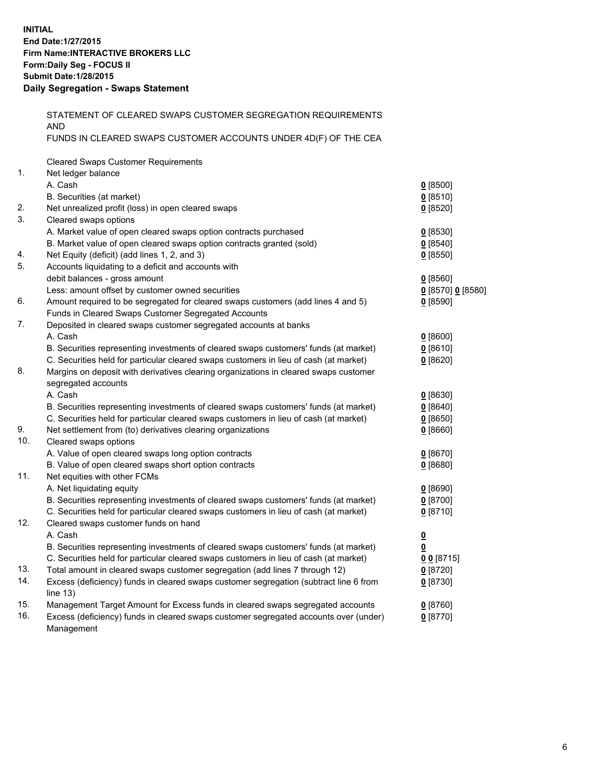**INITIAL**
**End Date:1/27/2015**
**Firm Name:INTERACTIVE BROKERS LLC**
**Form:Daily Seg - FOCUS II**
**Submit Date:1/28/2015**
**Daily Segregation - Swaps Statement**

STATEMENT OF CLEARED SWAPS CUSTOMER SEGREGATION REQUIREMENTS AND FUNDS IN CLEARED SWAPS CUSTOMER ACCOUNTS UNDER 4D(F) OF THE CEA

| | | |
|---|---|---|
| | Cleared Swaps Customer Requirements | |
| 1. | Net ledger balance | |
| | A. Cash | 0 [8500] |
| | B. Securities (at market) | 0 [8510] |
| 2. | Net unrealized profit (loss) in open cleared swaps | 0 [8520] |
| 3. | Cleared swaps options | |
| | A. Market value of open cleared swaps option contracts purchased | 0 [8530] |
| | B. Market value of open cleared swaps option contracts granted (sold) | 0 [8540] |
| 4. | Net Equity (deficit) (add lines 1, 2, and 3) | 0 [8550] |
| 5. | Accounts liquidating to a deficit and accounts with | |
| | debit balances - gross amount | 0 [8560] |
| | Less: amount offset by customer owned securities | 0 [8570] 0 [8580] |
| 6. | Amount required to be segregated for cleared swaps customers (add lines 4 and 5) | 0 [8590] |
| | Funds in Cleared Swaps Customer Segregated Accounts | |
| 7. | Deposited in cleared swaps customer segregated accounts at banks | |
| | A. Cash | 0 [8600] |
| | B. Securities representing investments of cleared swaps customers' funds (at market) | 0 [8610] |
| | C. Securities held for particular cleared swaps customers in lieu of cash (at market) | 0 [8620] |
| 8. | Margins on deposit with derivatives clearing organizations in cleared swaps customer segregated accounts | |
| | A. Cash | 0 [8630] |
| | B. Securities representing investments of cleared swaps customers' funds (at market) | 0 [8640] |
| | C. Securities held for particular cleared swaps customers in lieu of cash (at market) | 0 [8650] |
| 9. | Net settlement from (to) derivatives clearing organizations | 0 [8660] |
| 10. | Cleared swaps options | |
| | A. Value of open cleared swaps long option contracts | 0 [8670] |
| | B. Value of open cleared swaps short option contracts | 0 [8680] |
| 11. | Net equities with other FCMs | |
| | A. Net liquidating equity | 0 [8690] |
| | B. Securities representing investments of cleared swaps customers' funds (at market) | 0 [8700] |
| | C. Securities held for particular cleared swaps customers in lieu of cash (at market) | 0 [8710] |
| 12. | Cleared swaps customer funds on hand | |
| | A. Cash | 0 |
| | B. Securities representing investments of cleared swaps customers' funds (at market) | 0 |
| | C. Securities held for particular cleared swaps customers in lieu of cash (at market) | 0 0 [8715] |
| 13. | Total amount in cleared swaps customer segregation (add lines 7 through 12) | 0 [8720] |
| 14. | Excess (deficiency) funds in cleared swaps customer segregation (subtract line 6 from line 13) | 0 [8730] |
| 15. | Management Target Amount for Excess funds in cleared swaps segregated accounts | 0 [8760] |
| 16. | Excess (deficiency) funds in cleared swaps customer segregated accounts over (under) Management | 0 [8770] |